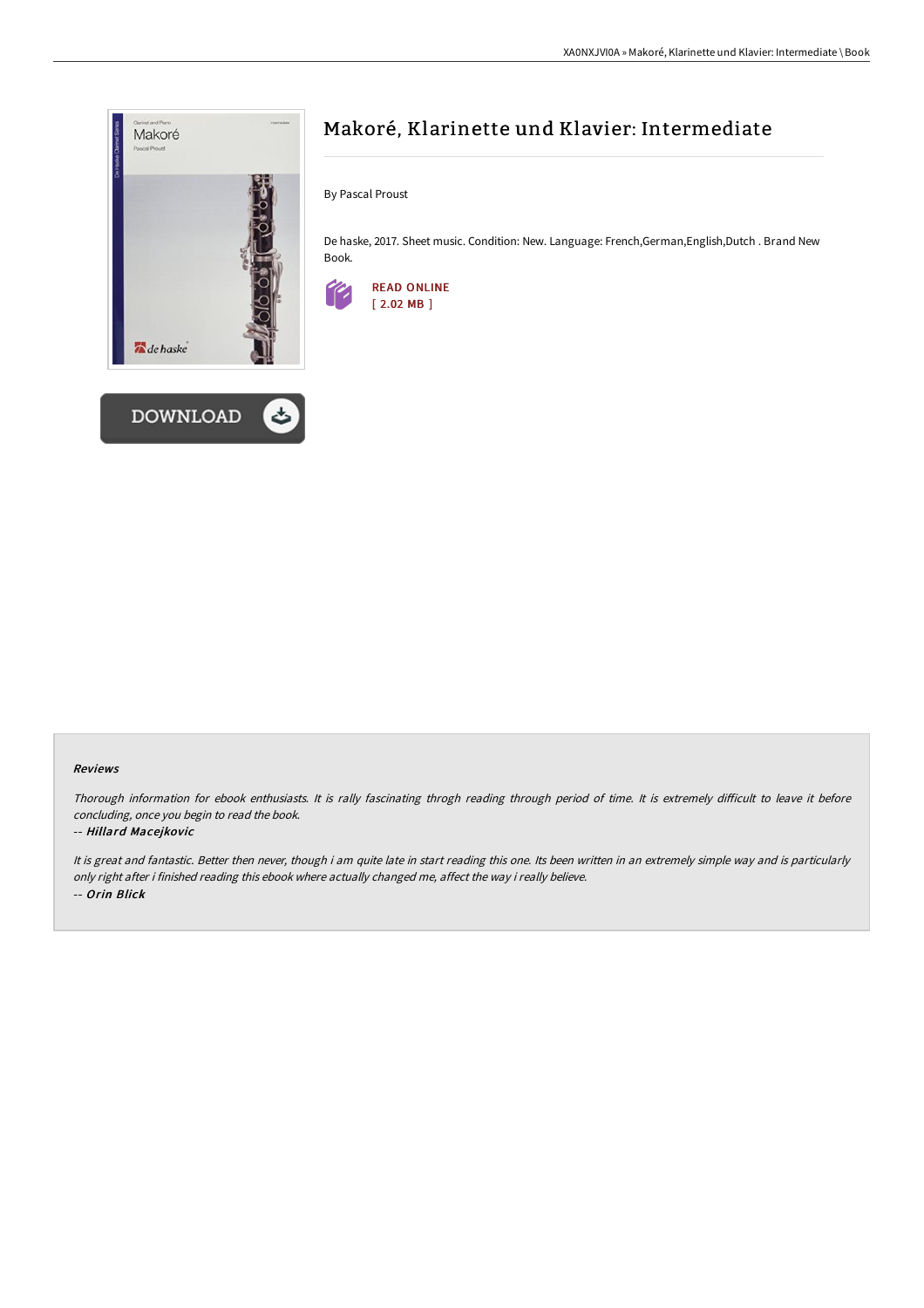# Makoré, Klarinette und Klavier: Intermediate

By Pascal Proust

De haske, 2017. Sheet music. Condition: New. Language: French,German,English,Dutch . Brand New Book.

READ ONLINE
[ 2.02 MB ]

DOWNLOAD

### Reviews

*Thorough information for ebook enthusiasts. It is rally fascinating throgh reading through period of time. It is extremely difficult to leave it before concluding, once you begin to read the book.*

*-- Hillard Macejkovic*

*It is great and fantastic. Better then never, though i am quite late in start reading this one. Its been written in an extremely simple way and is particularly only right after i finished reading this ebook where actually changed me, affect the way i really believe.*

*-- Orin Blick*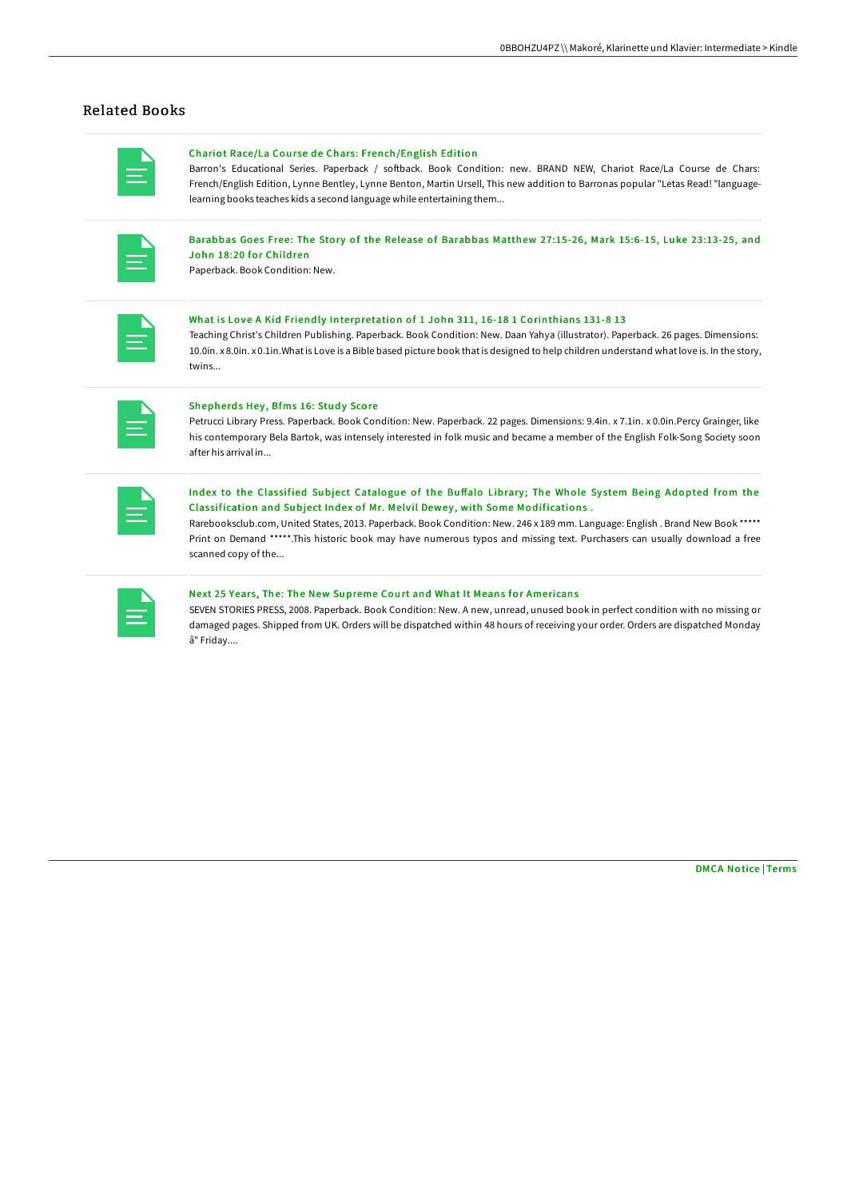## Related Books

### Chariot Race/La Course de Chars: French/English Edition

Barron's Educational Series. Paperback / softback. Book Condition: new. BRAND NEW, Chariot Race/La Course de Chars: French/English Edition, Lynne Bentley, Lynne Benton, Martin Ursell, This new addition to Barronas popular "Letas Read! "language-learning books teaches kids a second language while entertaining them...

### Barabbas Goes Free: The Story of the Release of Barabbas Matthew 27:15-26, Mark 15:6-15, Luke 23:13-25, and John 18:20 for Children

Paperback. Book Condition: New.

### What is Love A Kid Friendly Interpretation of 1 John 311, 16-18 1 Corinthians 131-8 13

Teaching Christ's Children Publishing. Paperback. Book Condition: New. Daan Yahya (illustrator). Paperback. 26 pages. Dimensions: 10.0in. x 8.0in. x 0.1in.What is Love is a Bible based picture book that is designed to help children understand what love is. In the story, twins...

### Shepherds Hey, Bfms 16: Study Score

Petrucci Library Press. Paperback. Book Condition: New. Paperback. 22 pages. Dimensions: 9.4in. x 7.1in. x 0.0in.Percy Grainger, like his contemporary Bela Bartok, was intensely interested in folk music and became a member of the English Folk-Song Society soon after his arrival in...

### Index to the Classified Subject Catalogue of the Buffalo Library; The Whole System Being Adopted from the Classification and Subject Index of Mr. Melvil Dewey, with Some Modifications .

Rarebooksclub.com, United States, 2013. Paperback. Book Condition: New. 246 x 189 mm. Language: English . Brand New Book ***** Print on Demand *****.This historic book may have numerous typos and missing text. Purchasers can usually download a free scanned copy of the...

### Next 25 Years, The: The New Supreme Court and What It Means for Americans

SEVEN STORIES PRESS, 2008. Paperback. Book Condition: New. A new, unread, unused book in perfect condition with no missing or damaged pages. Shipped from UK. Orders will be dispatched within 48 hours of receiving your order. Orders are dispatched Monday â" Friday....